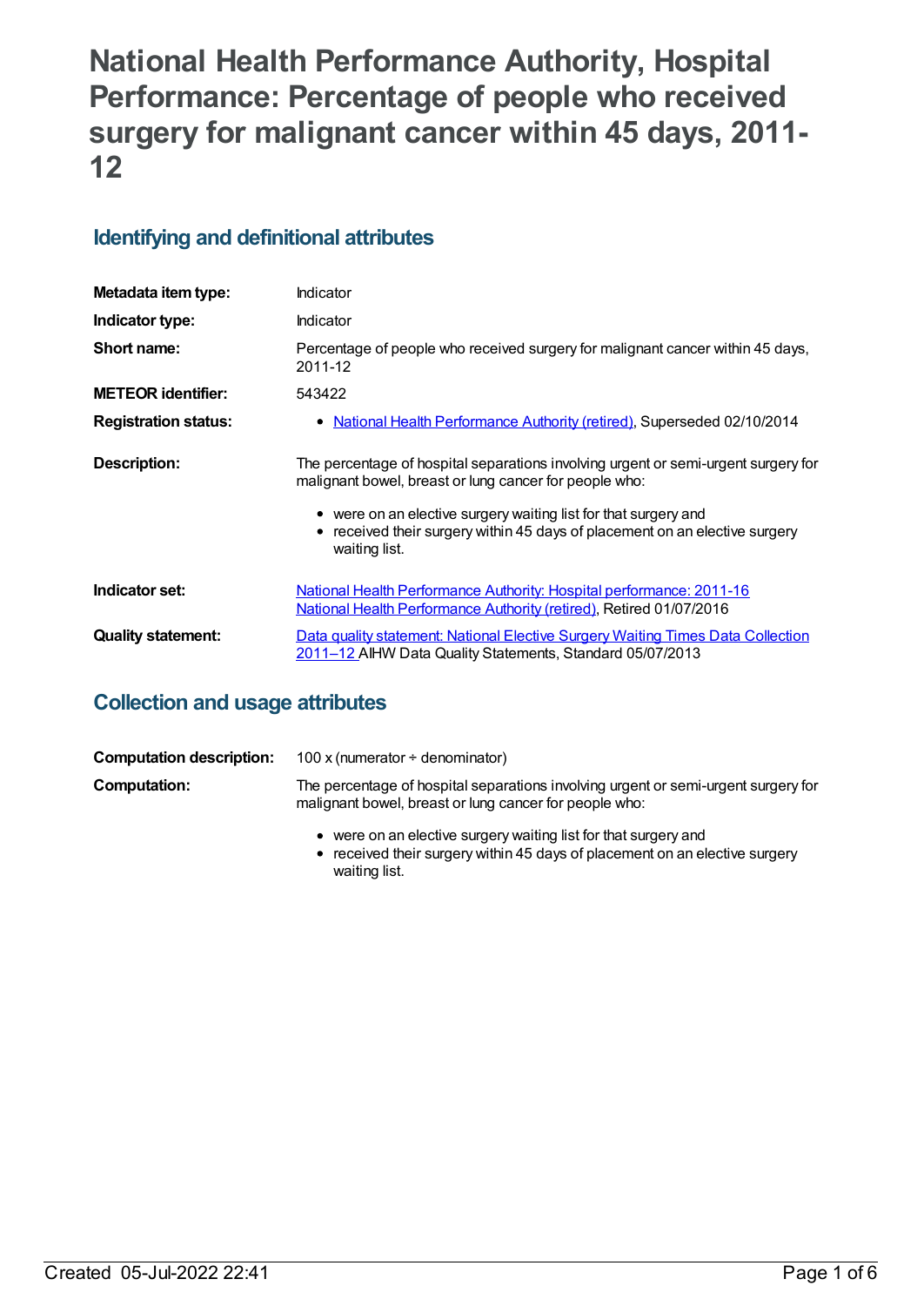# National Health Performance Authority, Hospital Performance: Percentage of people who received surgery for malignant cancer within 45 days, 2011-12

## Identifying and definitional attributes

| | |
|---|---|
| **Metadata item type:** | Indicator |
| **Indicator type:** | Indicator |
| **Short name:** | Percentage of people who received surgery for malignant cancer within 45 days, 2011-12 |
| **METEOR identifier:** | 543422 |
| **Registration status:** | • National Health Performance Authority (retired), Superseded 02/10/2014 |
| **Description:** | The percentage of hospital separations involving urgent or semi-urgent surgery for malignant bowel, breast or lung cancer for people who:<br>• were on an elective surgery waiting list for that surgery and<br>• received their surgery within 45 days of placement on an elective surgery waiting list. |
| **Indicator set:** | National Health Performance Authority: Hospital performance: 2011-16<br>National Health Performance Authority (retired), Retired 01/07/2016 |
| **Quality statement:** | Data quality statement: National Elective Surgery Waiting Times Data Collection 2011–12 AIHW Data Quality Statements, Standard 05/07/2013 |

## Collection and usage attributes

| | |
|---|---|
| **Computation description:** | 100 x (numerator ÷ denominator) |
| **Computation:** | The percentage of hospital separations involving urgent or semi-urgent surgery for malignant bowel, breast or lung cancer for people who:<br>• were on an elective surgery waiting list for that surgery and<br>• received their surgery within 45 days of placement on an elective surgery waiting list. |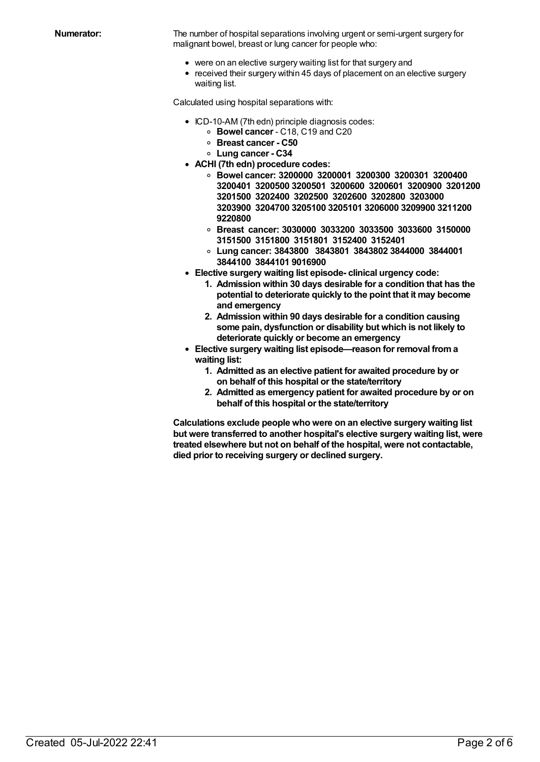**Numerator:** The number of hospital separations involving urgent or semi-urgent surgery for malignant bowel, breast or lung cancer for people who:

- were on an elective surgery waiting list for that surgery and
- received their surgery within 45 days of placement on an elective surgery waiting list.

Calculated using hospital separations with:

- ICD-10-AM (7th edn) principle diagnosis codes:
  - **Bowel cancer** - C18, C19 and C20
  - **Breast cancer - C50**
  - **Lung cancer - C34**
- **ACHI (7th edn) procedure codes:**
  - **Bowel cancer: 3200000 3200001 3200300 3200301 3200400 3200401 3200500 3200501 3200600 3200601 3200900 3201200 3201500 3202400 3202500 3202600 3202800 3203000 3203900 3204700 3205100 3205101 3206000 3209900 3211200 9220800**
  - **Breast cancer: 3030000 3033200 3033500 3033600 3150000 3151500 3151800 3151801 3152400 3152401**
  - **Lung cancer: 3843800 3843801 3843802 3844000 3844001 3844100 3844101 9016900**
- **Elective surgery waiting list episode- clinical urgency code:**
  1. **Admission within 30 days desirable for a condition that has the potential to deteriorate quickly to the point that it may become and emergency**
  2. **Admission within 90 days desirable for a condition causing some pain, dysfunction or disability but which is not likely to deteriorate quickly or become an emergency**
- **Elective surgery waiting list episode—reason for removal from a waiting list:**
  1. **Admitted as an elective patient for awaited procedure by or on behalf of this hospital or the state/territory**
  2. **Admitted as emergency patient for awaited procedure by or on behalf of this hospital or the state/territory**

**Calculations exclude people who were on an elective surgery waiting list but were transferred to another hospital's elective surgery waiting list, were treated elsewhere but not on behalf of the hospital, were not contactable, died prior to receiving surgery or declined surgery.**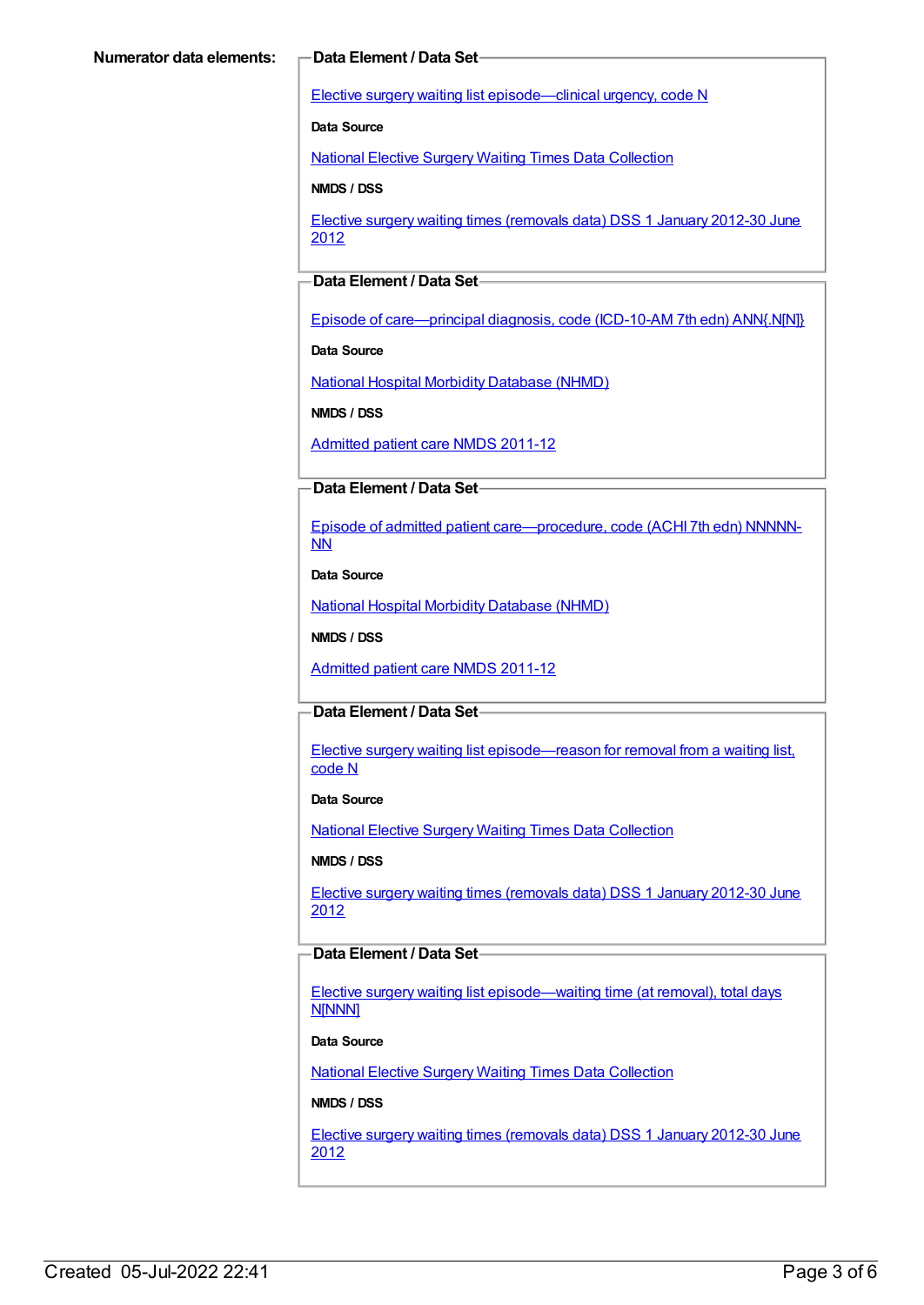**Numerator data elements:**

**Data Element / Data Set**

Elective surgery waiting list episode—clinical urgency, code N

**Data Source**

National Elective Surgery Waiting Times Data Collection

**NMDS / DSS**

Elective surgery waiting times (removals data) DSS 1 January 2012-30 June 2012

**Data Element / Data Set**

Episode of care—principal diagnosis, code (ICD-10-AM 7th edn) ANN{.N[N]}

**Data Source**

National Hospital Morbidity Database (NHMD)

**NMDS / DSS**

Admitted patient care NMDS 2011-12

**Data Element / Data Set**

Episode of admitted patient care—procedure, code (ACHI 7th edn) NNNNN-NN

**Data Source**

National Hospital Morbidity Database (NHMD)

**NMDS / DSS**

Admitted patient care NMDS 2011-12

**Data Element / Data Set**

Elective surgery waiting list episode—reason for removal from a waiting list, code N

**Data Source**

National Elective Surgery Waiting Times Data Collection

**NMDS / DSS**

Elective surgery waiting times (removals data) DSS 1 January 2012-30 June 2012

**Data Element / Data Set**

Elective surgery waiting list episode—waiting time (at removal), total days N[NNN]

**Data Source**

National Elective Surgery Waiting Times Data Collection

**NMDS / DSS**

Elective surgery waiting times (removals data) DSS 1 January 2012-30 June 2012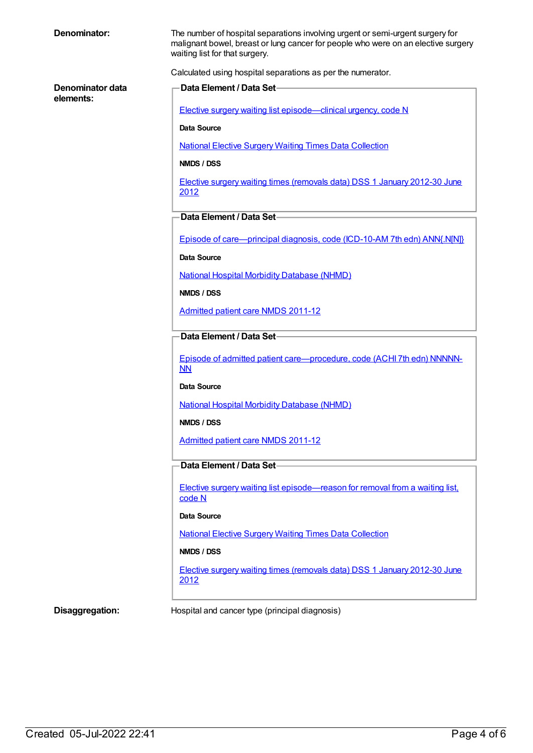**Denominator:**

The number of hospital separations involving urgent or semi-urgent surgery for malignant bowel, breast or lung cancer for people who were on an elective surgery waiting list for that surgery.

Calculated using hospital separations as per the numerator.

**Denominator data elements:**

**Data Element / Data Set**

Elective surgery waiting list episode—clinical urgency, code N

**Data Source**

National Elective Surgery Waiting Times Data Collection

**NMDS / DSS**

Elective surgery waiting times (removals data) DSS 1 January 2012-30 June 2012

**Data Element / Data Set**

Episode of care—principal diagnosis, code (ICD-10-AM 7th edn) ANN{.N[N]}

**Data Source**

National Hospital Morbidity Database (NHMD)

**NMDS / DSS**

Admitted patient care NMDS 2011-12

**Data Element / Data Set**

Episode of admitted patient care—procedure, code (ACHI 7th edn) NNNNN-NN

**Data Source**

National Hospital Morbidity Database (NHMD)

**NMDS / DSS**

Admitted patient care NMDS 2011-12

**Data Element / Data Set**

Elective surgery waiting list episode—reason for removal from a waiting list, code N

**Data Source**

National Elective Surgery Waiting Times Data Collection

**NMDS / DSS**

Elective surgery waiting times (removals data) DSS 1 January 2012-30 June 2012

**Disaggregation:**

Hospital and cancer type (principal diagnosis)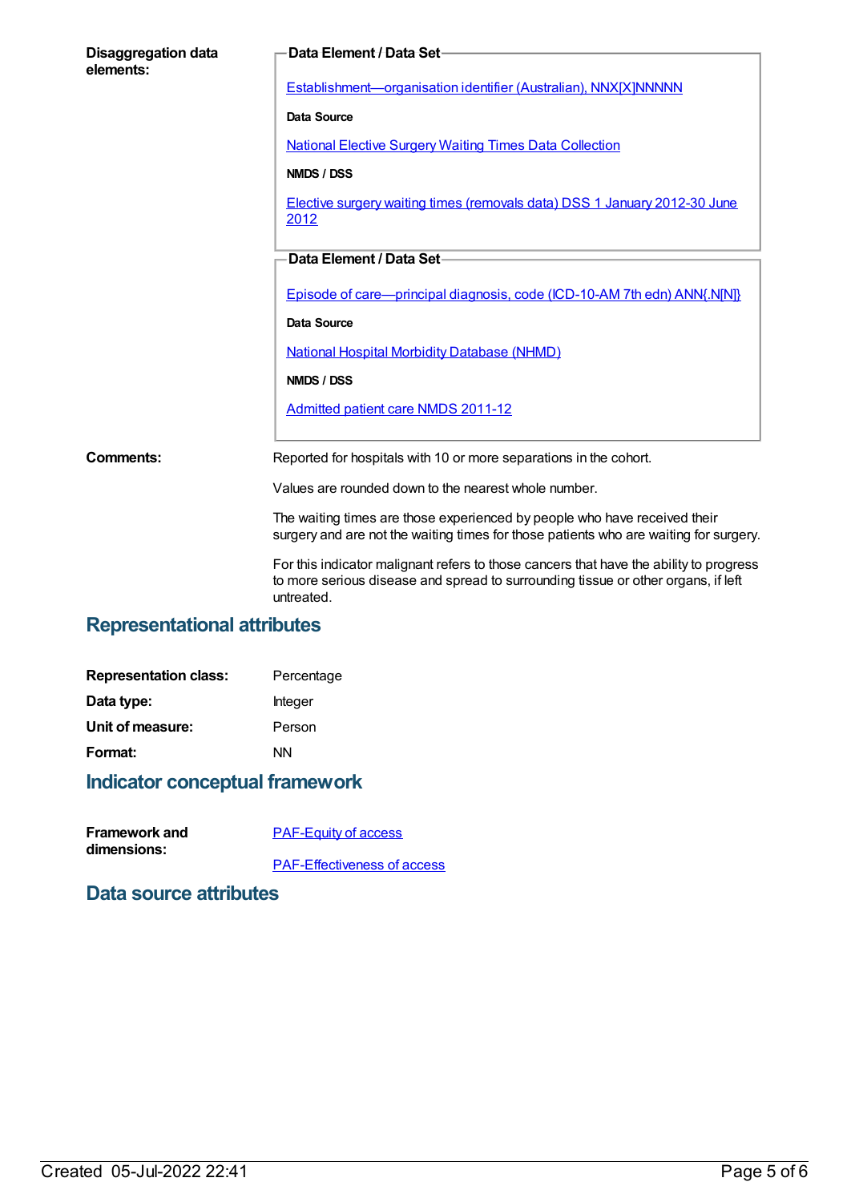**Disaggregation data elements:**

**Data Element / Data Set**

Establishment—organisation identifier (Australian), NNX[X]NNNNN

**Data Source**

National Elective Surgery Waiting Times Data Collection

**NMDS / DSS**

Elective surgery waiting times (removals data) DSS 1 January 2012-30 June 2012

**Data Element / Data Set**

Episode of care—principal diagnosis, code (ICD-10-AM 7th edn) ANN{.N[N]}

**Data Source**

National Hospital Morbidity Database (NHMD)

**NMDS / DSS**

Admitted patient care NMDS 2011-12

**Comments:**

Reported for hospitals with 10 or more separations in the cohort.

Values are rounded down to the nearest whole number.

The waiting times are those experienced by people who have received their surgery and are not the waiting times for those patients who are waiting for surgery.

For this indicator malignant refers to those cancers that have the ability to progress to more serious disease and spread to surrounding tissue or other organs, if left untreated.

## Representational attributes

**Representation class:** Percentage

**Data type:** Integer

**Unit of measure:** Person

**Format:** NN

## Indicator conceptual framework

**Framework and dimensions:**

PAF-Equity of access

PAF-Effectiveness of access

## Data source attributes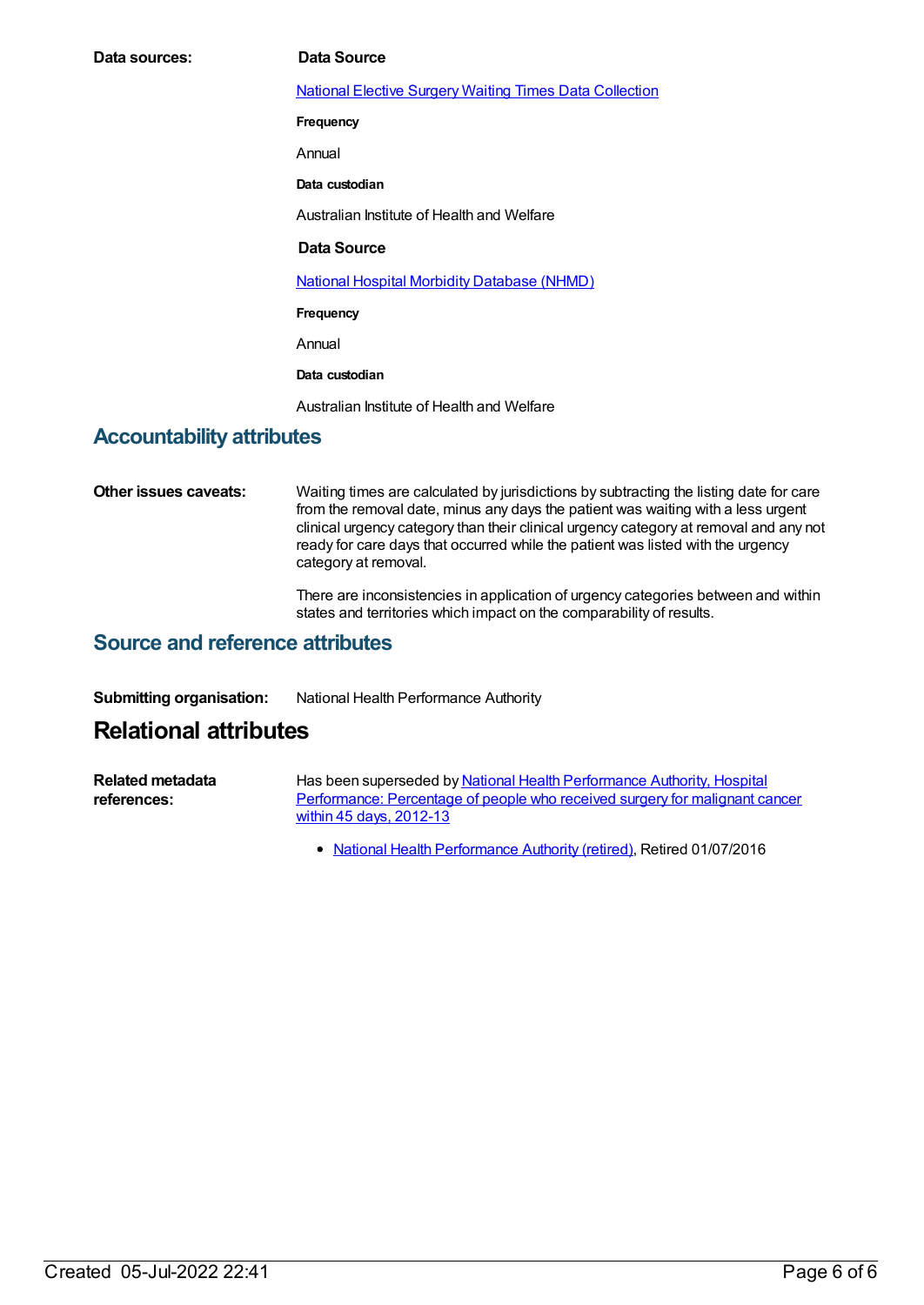**Data sources:**

**Data Source**

National Elective Surgery Waiting Times Data Collection

**Frequency**

Annual

**Data custodian**

Australian Institute of Health and Welfare

**Data Source**

National Hospital Morbidity Database (NHMD)

**Frequency**

Annual

**Data custodian**

Australian Institute of Health and Welfare

## Accountability attributes

**Other issues caveats:** Waiting times are calculated by jurisdictions by subtracting the listing date for care from the removal date, minus any days the patient was waiting with a less urgent clinical urgency category than their clinical urgency category at removal and any not ready for care days that occurred while the patient was listed with the urgency category at removal.

There are inconsistencies in application of urgency categories between and within states and territories which impact on the comparability of results.

## Source and reference attributes

**Submitting organisation:** National Health Performance Authority

# Relational attributes

**Related metadata references:** Has been superseded by National Health Performance Authority, Hospital Performance: Percentage of people who received surgery for malignant cancer within 45 days, 2012-13

- National Health Performance Authority (retired), Retired 01/07/2016